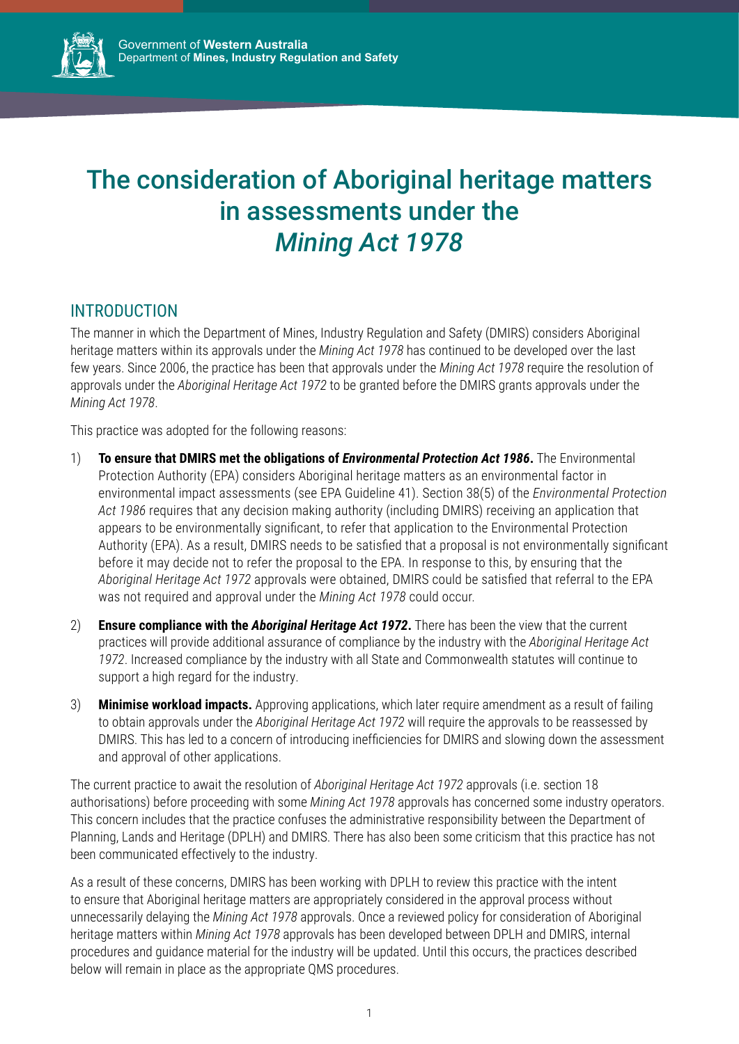Government of **Western Australia**
Department of **Mines, Industry Regulation and Safety**

# The consideration of Aboriginal heritage matters in assessments under the *Mining Act 1978*

## INTRODUCTION

The manner in which the Department of Mines, Industry Regulation and Safety (DMIRS) considers Aboriginal heritage matters within its approvals under the *Mining Act 1978* has continued to be developed over the last few years. Since 2006, the practice has been that approvals under the *Mining Act 1978* require the resolution of approvals under the *Aboriginal Heritage Act 1972* to be granted before the DMIRS grants approvals under the *Mining Act 1978*.

This practice was adopted for the following reasons:

1) **To ensure that DMIRS met the obligations of *Environmental Protection Act 1986*.** The Environmental Protection Authority (EPA) considers Aboriginal heritage matters as an environmental factor in environmental impact assessments (see EPA Guideline 41). Section 38(5) of the *Environmental Protection Act 1986* requires that any decision making authority (including DMIRS) receiving an application that appears to be environmentally significant, to refer that application to the Environmental Protection Authority (EPA). As a result, DMIRS needs to be satisfied that a proposal is not environmentally significant before it may decide not to refer the proposal to the EPA. In response to this, by ensuring that the *Aboriginal Heritage Act 1972* approvals were obtained, DMIRS could be satisfied that referral to the EPA was not required and approval under the *Mining Act 1978* could occur.

2) **Ensure compliance with the *Aboriginal Heritage Act 1972*.** There has been the view that the current practices will provide additional assurance of compliance by the industry with the *Aboriginal Heritage Act 1972*. Increased compliance by the industry with all State and Commonwealth statutes will continue to support a high regard for the industry.

3) **Minimise workload impacts.** Approving applications, which later require amendment as a result of failing to obtain approvals under the *Aboriginal Heritage Act 1972* will require the approvals to be reassessed by DMIRS. This has led to a concern of introducing inefficiencies for DMIRS and slowing down the assessment and approval of other applications.

The current practice to await the resolution of *Aboriginal Heritage Act 1972* approvals (i.e. section 18 authorisations) before proceeding with some *Mining Act 1978* approvals has concerned some industry operators. This concern includes that the practice confuses the administrative responsibility between the Department of Planning, Lands and Heritage (DPLH) and DMIRS. There has also been some criticism that this practice has not been communicated effectively to the industry.

As a result of these concerns, DMIRS has been working with DPLH to review this practice with the intent to ensure that Aboriginal heritage matters are appropriately considered in the approval process without unnecessarily delaying the *Mining Act 1978* approvals. Once a reviewed policy for consideration of Aboriginal heritage matters within *Mining Act 1978* approvals has been developed between DPLH and DMIRS, internal procedures and guidance material for the industry will be updated. Until this occurs, the practices described below will remain in place as the appropriate QMS procedures.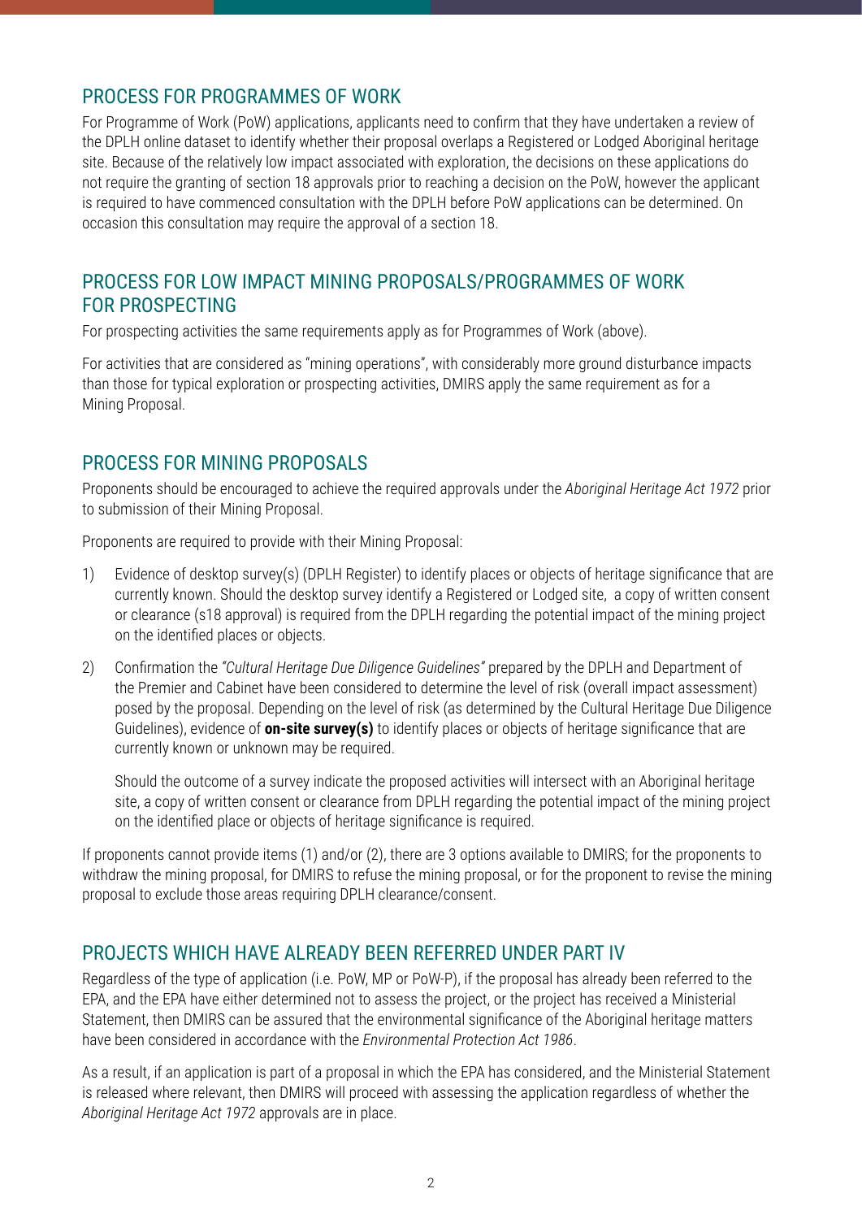## PROCESS FOR PROGRAMMES OF WORK

For Programme of Work (PoW) applications, applicants need to confirm that they have undertaken a review of the DPLH online dataset to identify whether their proposal overlaps a Registered or Lodged Aboriginal heritage site. Because of the relatively low impact associated with exploration, the decisions on these applications do not require the granting of section 18 approvals prior to reaching a decision on the PoW, however the applicant is required to have commenced consultation with the DPLH before PoW applications can be determined. On occasion this consultation may require the approval of a section 18.

## PROCESS FOR LOW IMPACT MINING PROPOSALS/PROGRAMMES OF WORK FOR PROSPECTING

For prospecting activities the same requirements apply as for Programmes of Work (above).

For activities that are considered as "mining operations", with considerably more ground disturbance impacts than those for typical exploration or prospecting activities, DMIRS apply the same requirement as for a Mining Proposal.

## PROCESS FOR MINING PROPOSALS

Proponents should be encouraged to achieve the required approvals under the *Aboriginal Heritage Act 1972* prior to submission of their Mining Proposal.

Proponents are required to provide with their Mining Proposal:

1) Evidence of desktop survey(s) (DPLH Register) to identify places or objects of heritage significance that are currently known. Should the desktop survey identify a Registered or Lodged site, a copy of written consent or clearance (s18 approval) is required from the DPLH regarding the potential impact of the mining project on the identified places or objects.

2) Confirmation the *"Cultural Heritage Due Diligence Guidelines"* prepared by the DPLH and Department of the Premier and Cabinet have been considered to determine the level of risk (overall impact assessment) posed by the proposal. Depending on the level of risk (as determined by the Cultural Heritage Due Diligence Guidelines), evidence of **on-site survey(s)** to identify places or objects of heritage significance that are currently known or unknown may be required.

   Should the outcome of a survey indicate the proposed activities will intersect with an Aboriginal heritage site, a copy of written consent or clearance from DPLH regarding the potential impact of the mining project on the identified place or objects of heritage significance is required.

If proponents cannot provide items (1) and/or (2), there are 3 options available to DMIRS; for the proponents to withdraw the mining proposal, for DMIRS to refuse the mining proposal, or for the proponent to revise the mining proposal to exclude those areas requiring DPLH clearance/consent.

## PROJECTS WHICH HAVE ALREADY BEEN REFERRED UNDER PART IV

Regardless of the type of application (i.e. PoW, MP or PoW-P), if the proposal has already been referred to the EPA, and the EPA have either determined not to assess the project, or the project has received a Ministerial Statement, then DMIRS can be assured that the environmental significance of the Aboriginal heritage matters have been considered in accordance with the *Environmental Protection Act 1986*.

As a result, if an application is part of a proposal in which the EPA has considered, and the Ministerial Statement is released where relevant, then DMIRS will proceed with assessing the application regardless of whether the *Aboriginal Heritage Act 1972* approvals are in place.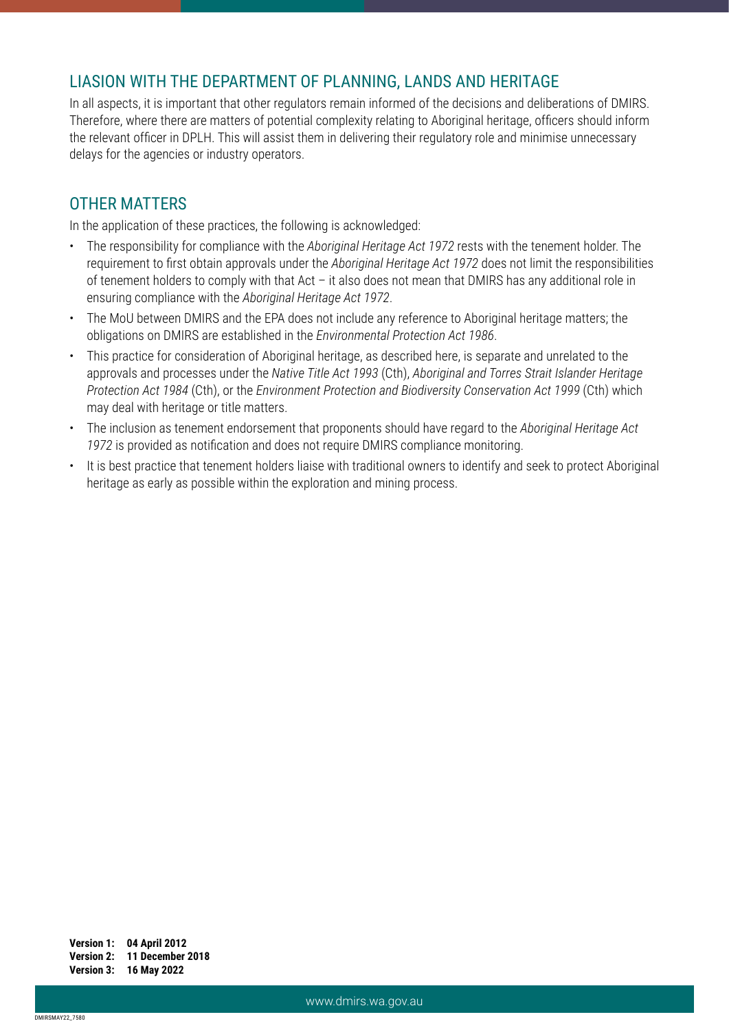## LIASION WITH THE DEPARTMENT OF PLANNING, LANDS AND HERITAGE

In all aspects, it is important that other regulators remain informed of the decisions and deliberations of DMIRS. Therefore, where there are matters of potential complexity relating to Aboriginal heritage, officers should inform the relevant officer in DPLH. This will assist them in delivering their regulatory role and minimise unnecessary delays for the agencies or industry operators.

## OTHER MATTERS

In the application of these practices, the following is acknowledged:

- The responsibility for compliance with the *Aboriginal Heritage Act 1972* rests with the tenement holder. The requirement to first obtain approvals under the *Aboriginal Heritage Act 1972* does not limit the responsibilities of tenement holders to comply with that Act – it also does not mean that DMIRS has any additional role in ensuring compliance with the *Aboriginal Heritage Act 1972*.
- The MoU between DMIRS and the EPA does not include any reference to Aboriginal heritage matters; the obligations on DMIRS are established in the *Environmental Protection Act 1986*.
- This practice for consideration of Aboriginal heritage, as described here, is separate and unrelated to the approvals and processes under the *Native Title Act 1993* (Cth), *Aboriginal and Torres Strait Islander Heritage Protection Act 1984* (Cth), or the *Environment Protection and Biodiversity Conservation Act 1999* (Cth) which may deal with heritage or title matters.
- The inclusion as tenement endorsement that proponents should have regard to the *Aboriginal Heritage Act 1972* is provided as notification and does not require DMIRS compliance monitoring.
- It is best practice that tenement holders liaise with traditional owners to identify and seek to protect Aboriginal heritage as early as possible within the exploration and mining process.

**Version 1: 04 April 2012**
**Version 2: 11 December 2018**
**Version 3: 16 May 2022**

www.dmirs.wa.gov.au

DMIRSMAY22_7580